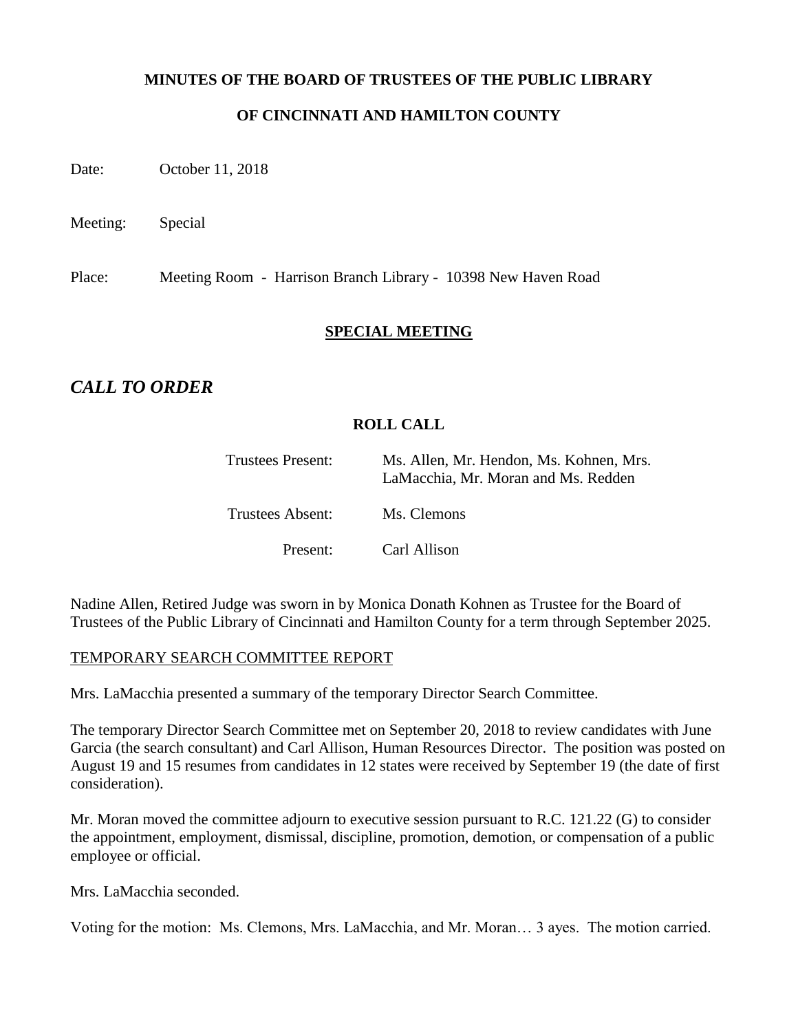**MINUTES OF THE BOARD OF TRUSTEES OF THE PUBLIC LIBRARY**

**OF CINCINNATI AND HAMILTON COUNTY**

Date: October 11, 2018

Meeting: Special

Place: Meeting Room - Harrison Branch Library - 10398 New Haven Road

## SPECIAL MEETING

## *CALL TO ORDER*

### ROLL CALL

| | |
|---|---|
| Trustees Present: | Ms. Allen, Mr. Hendon, Ms. Kohnen, Mrs. LaMacchia, Mr. Moran and Ms. Redden |
| Trustees Absent: | Ms. Clemons |
| Present: | Carl Allison |

Nadine Allen, Retired Judge was sworn in by Monica Donath Kohnen as Trustee for the Board of Trustees of the Public Library of Cincinnati and Hamilton County for a term through September 2025.

TEMPORARY SEARCH COMMITTEE REPORT

Mrs. LaMacchia presented a summary of the temporary Director Search Committee.

The temporary Director Search Committee met on September 20, 2018 to review candidates with June Garcia (the search consultant) and Carl Allison, Human Resources Director. The position was posted on August 19 and 15 resumes from candidates in 12 states were received by September 19 (the date of first consideration).

Mr. Moran moved the committee adjourn to executive session pursuant to R.C. 121.22 (G) to consider the appointment, employment, dismissal, discipline, promotion, demotion, or compensation of a public employee or official.

Mrs. LaMacchia seconded.

Voting for the motion: Ms. Clemons, Mrs. LaMacchia, and Mr. Moran… 3 ayes. The motion carried.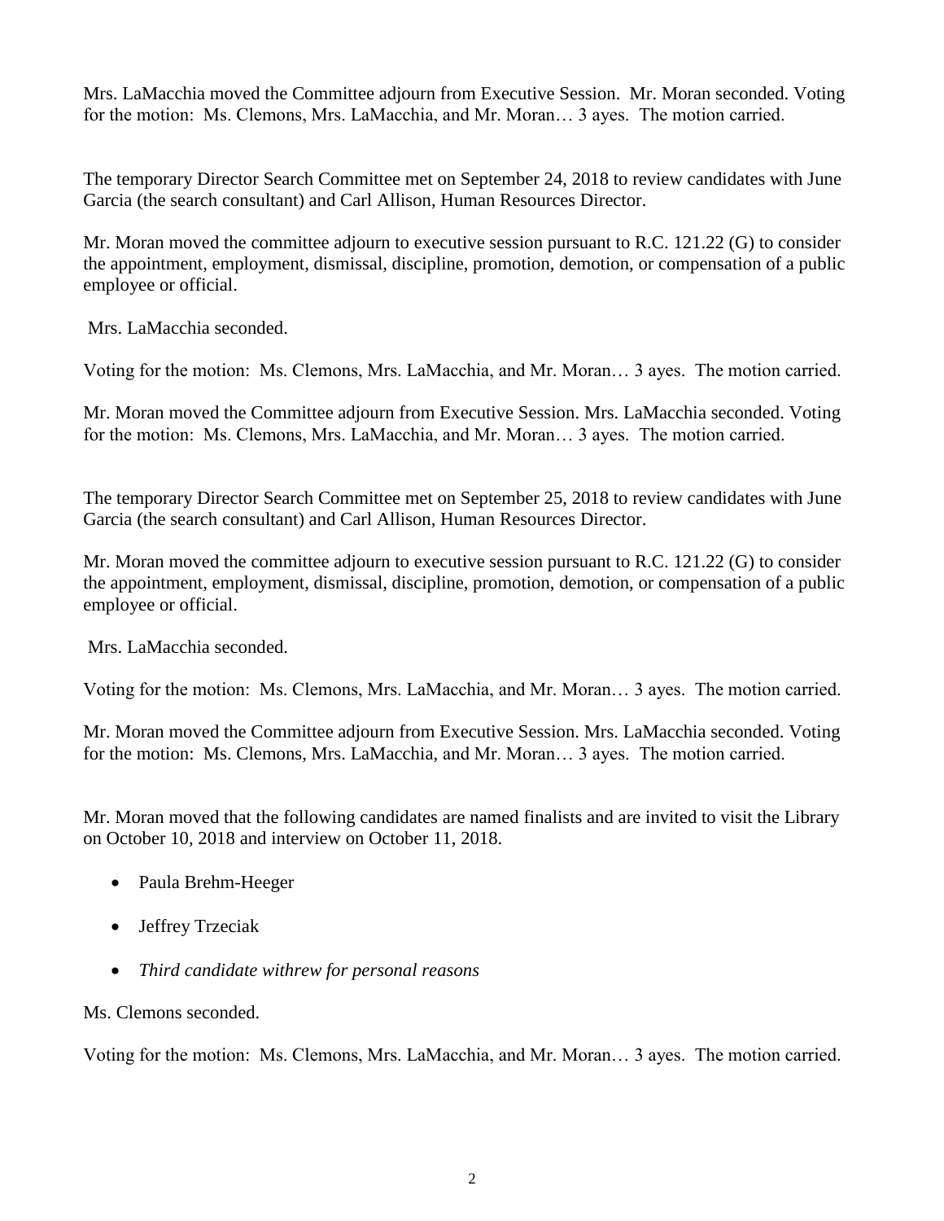Mrs. LaMacchia moved the Committee adjourn from Executive Session. Mr. Moran seconded. Voting for the motion: Ms. Clemons, Mrs. LaMacchia, and Mr. Moran… 3 ayes. The motion carried.

The temporary Director Search Committee met on September 24, 2018 to review candidates with June Garcia (the search consultant) and Carl Allison, Human Resources Director.

Mr. Moran moved the committee adjourn to executive session pursuant to R.C. 121.22 (G) to consider the appointment, employment, dismissal, discipline, promotion, demotion, or compensation of a public employee or official.

Mrs. LaMacchia seconded.

Voting for the motion: Ms. Clemons, Mrs. LaMacchia, and Mr. Moran… 3 ayes. The motion carried.

Mr. Moran moved the Committee adjourn from Executive Session. Mrs. LaMacchia seconded. Voting for the motion: Ms. Clemons, Mrs. LaMacchia, and Mr. Moran… 3 ayes. The motion carried.

The temporary Director Search Committee met on September 25, 2018 to review candidates with June Garcia (the search consultant) and Carl Allison, Human Resources Director.

Mr. Moran moved the committee adjourn to executive session pursuant to R.C. 121.22 (G) to consider the appointment, employment, dismissal, discipline, promotion, demotion, or compensation of a public employee or official.

Mrs. LaMacchia seconded.

Voting for the motion: Ms. Clemons, Mrs. LaMacchia, and Mr. Moran… 3 ayes. The motion carried.

Mr. Moran moved the Committee adjourn from Executive Session. Mrs. LaMacchia seconded. Voting for the motion: Ms. Clemons, Mrs. LaMacchia, and Mr. Moran… 3 ayes. The motion carried.

Mr. Moran moved that the following candidates are named finalists and are invited to visit the Library on October 10, 2018 and interview on October 11, 2018.

- Paula Brehm-Heeger
- Jeffrey Trzeciak
- *Third candidate withrew for personal reasons*

Ms. Clemons seconded.

Voting for the motion: Ms. Clemons, Mrs. LaMacchia, and Mr. Moran… 3 ayes. The motion carried.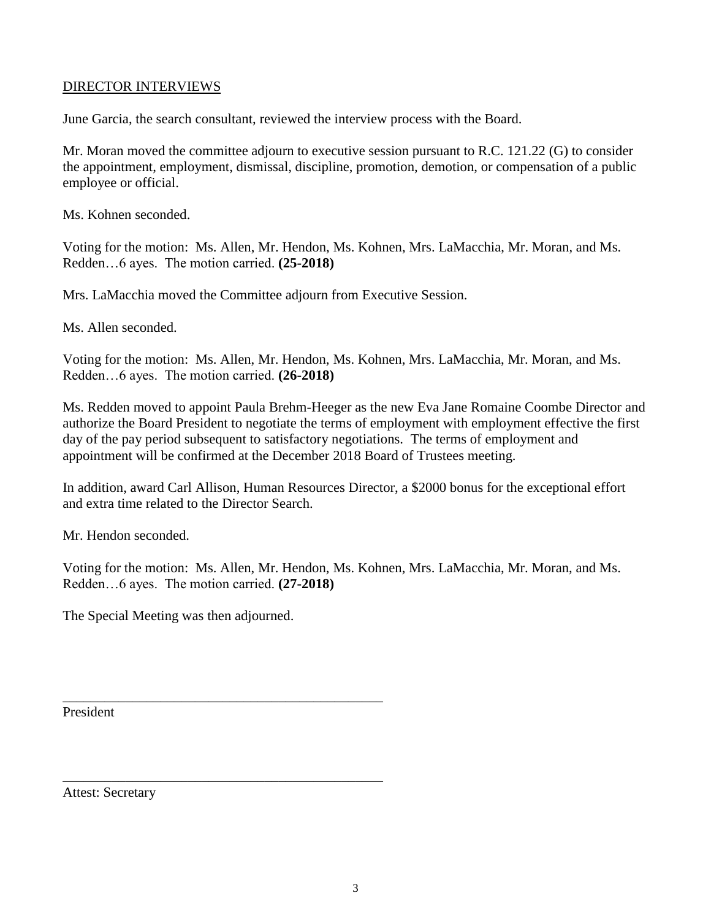DIRECTOR INTERVIEWS

June Garcia, the search consultant, reviewed the interview process with the Board.

Mr. Moran moved the committee adjourn to executive session pursuant to R.C. 121.22 (G) to consider the appointment, employment, dismissal, discipline, promotion, demotion, or compensation of a public employee or official.

Ms. Kohnen seconded.

Voting for the motion: Ms. Allen, Mr. Hendon, Ms. Kohnen, Mrs. LaMacchia, Mr. Moran, and Ms. Redden…6 ayes. The motion carried. **(25-2018)**

Mrs. LaMacchia moved the Committee adjourn from Executive Session.

Ms. Allen seconded.

Voting for the motion: Ms. Allen, Mr. Hendon, Ms. Kohnen, Mrs. LaMacchia, Mr. Moran, and Ms. Redden…6 ayes. The motion carried. **(26-2018)**

Ms. Redden moved to appoint Paula Brehm-Heeger as the new Eva Jane Romaine Coombe Director and authorize the Board President to negotiate the terms of employment with employment effective the first day of the pay period subsequent to satisfactory negotiations. The terms of employment and appointment will be confirmed at the December 2018 Board of Trustees meeting.

In addition, award Carl Allison, Human Resources Director, a $2000 bonus for the exceptional effort and extra time related to the Director Search.

Mr. Hendon seconded.

Voting for the motion: Ms. Allen, Mr. Hendon, Ms. Kohnen, Mrs. LaMacchia, Mr. Moran, and Ms. Redden…6 ayes. The motion carried. **(27-2018)**

The Special Meeting was then adjourned.

_______________________________________________
President

_______________________________________________
Attest: Secretary